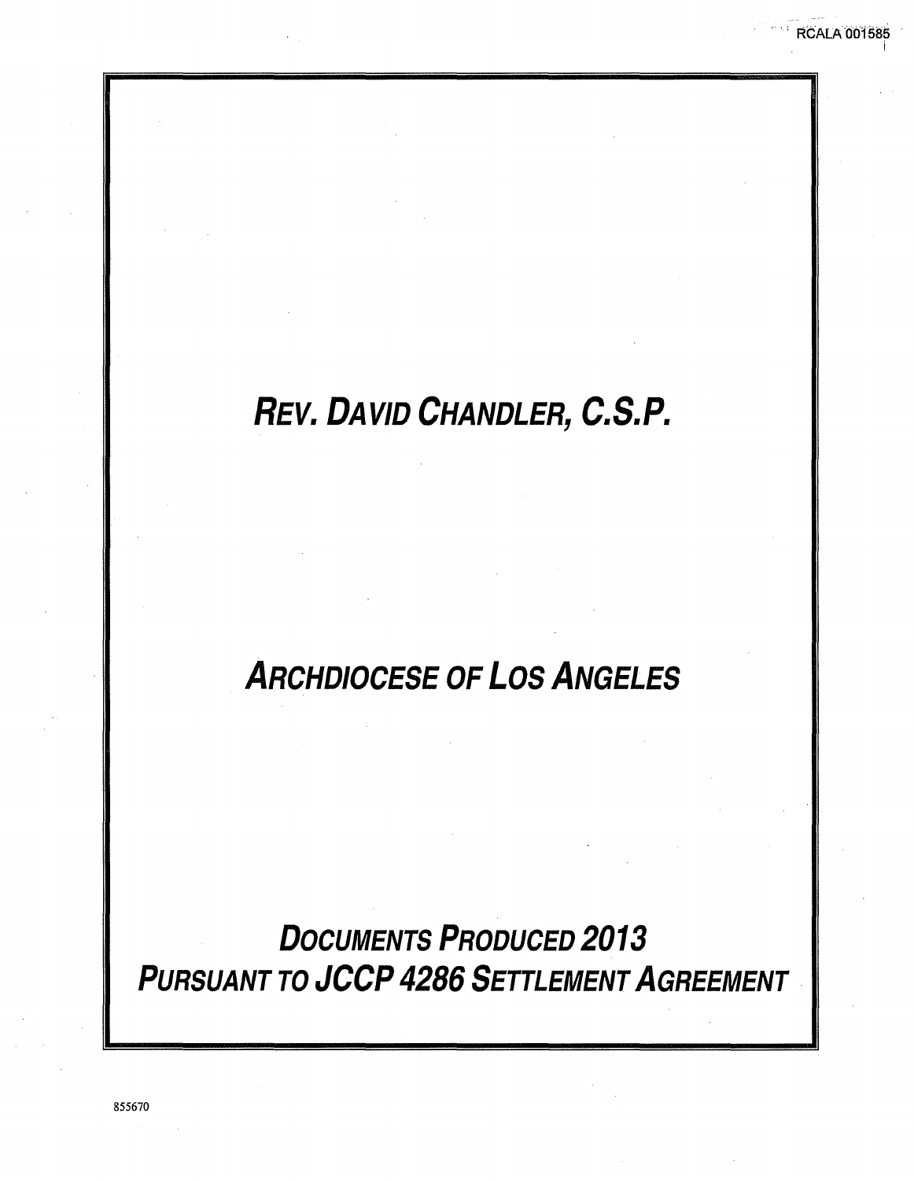# Rev. David Chandler, C.S.P.

# Archdiocese of Los Angeles

# Documents Produced 2013
# Pursuant to JCCP 4286 Settlement Agreement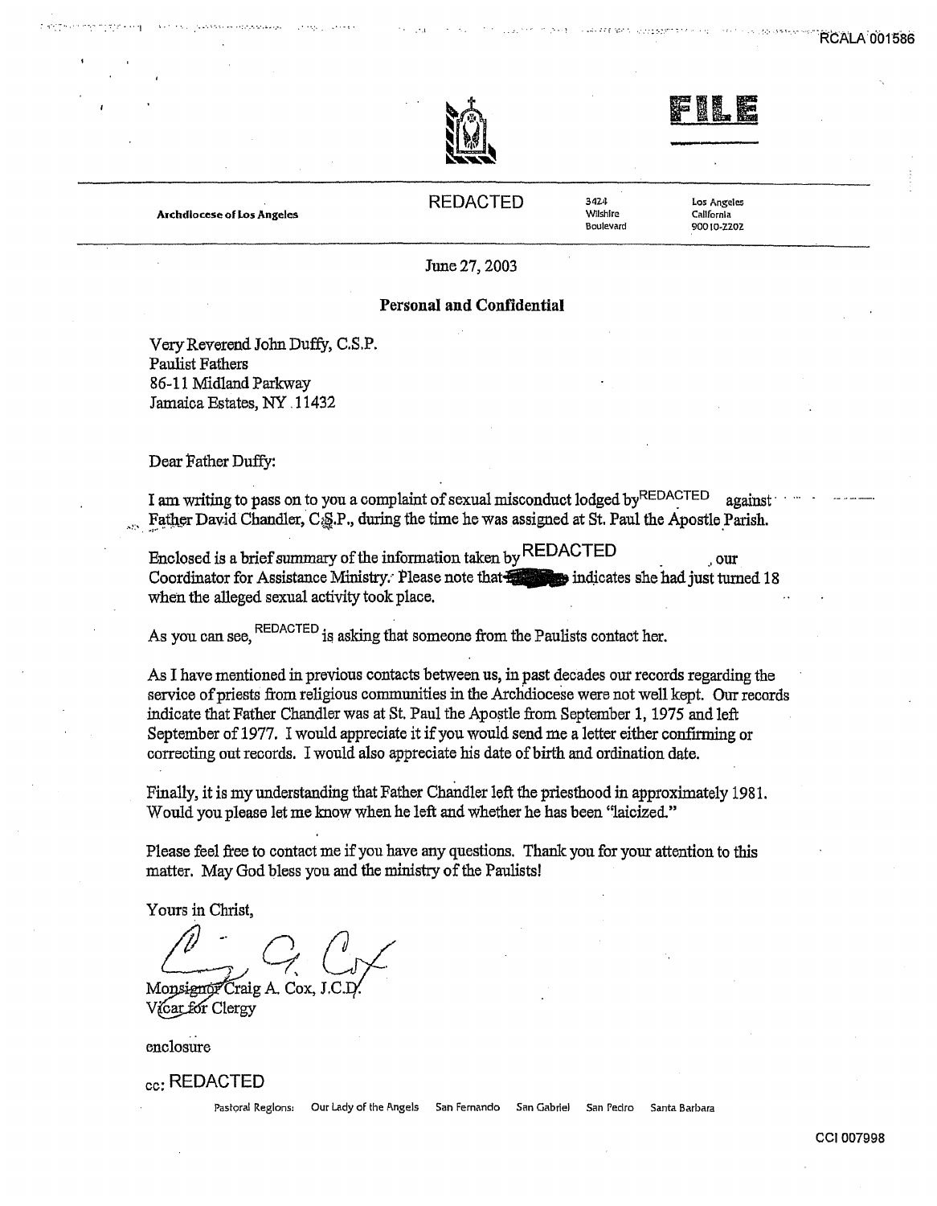FILE

Archdiocese of Los Angeles

REDACTED

3424 Wilshire Boulevard

Los Angeles California 90010-2202

June 27, 2003

**Personal and Confidential**

Very Reverend John Duffy, C.S.P.
Paulist Fathers
86-11 Midland Parkway
Jamaica Estates, NY 11432

Dear Father Duffy:

I am writing to pass on to you a complaint of sexual misconduct lodged by REDACTED against Father David Chandler, C.S.P., during the time he was assigned at St. Paul the Apostle Parish.

Enclosed is a brief summary of the information taken by REDACTED, our Coordinator for Assistance Ministry. Please note that [redacted] indicates she had just turned 18 when the alleged sexual activity took place.

As you can see, REDACTED is asking that someone from the Paulists contact her.

As I have mentioned in previous contacts between us, in past decades our records regarding the service of priests from religious communities in the Archdiocese were not well kept. Our records indicate that Father Chandler was at St. Paul the Apostle from September 1, 1975 and left September of 1977. I would appreciate it if you would send me a letter either confirming or correcting out records. I would also appreciate his date of birth and ordination date.

Finally, it is my understanding that Father Chandler left the priesthood in approximately 1981. Would you please let me know when he left and whether he has been "laicized."

Please feel free to contact me if you have any questions. Thank you for your attention to this matter. May God bless you and the ministry of the Paulists!

Yours in Christ,

Monsignor Craig A. Cox, J.C.D.
Vicar for Clergy

enclosure

cc: REDACTED

Pastoral Regions: Our Lady of the Angels San Fernando San Gabriel San Pedro Santa Barbara